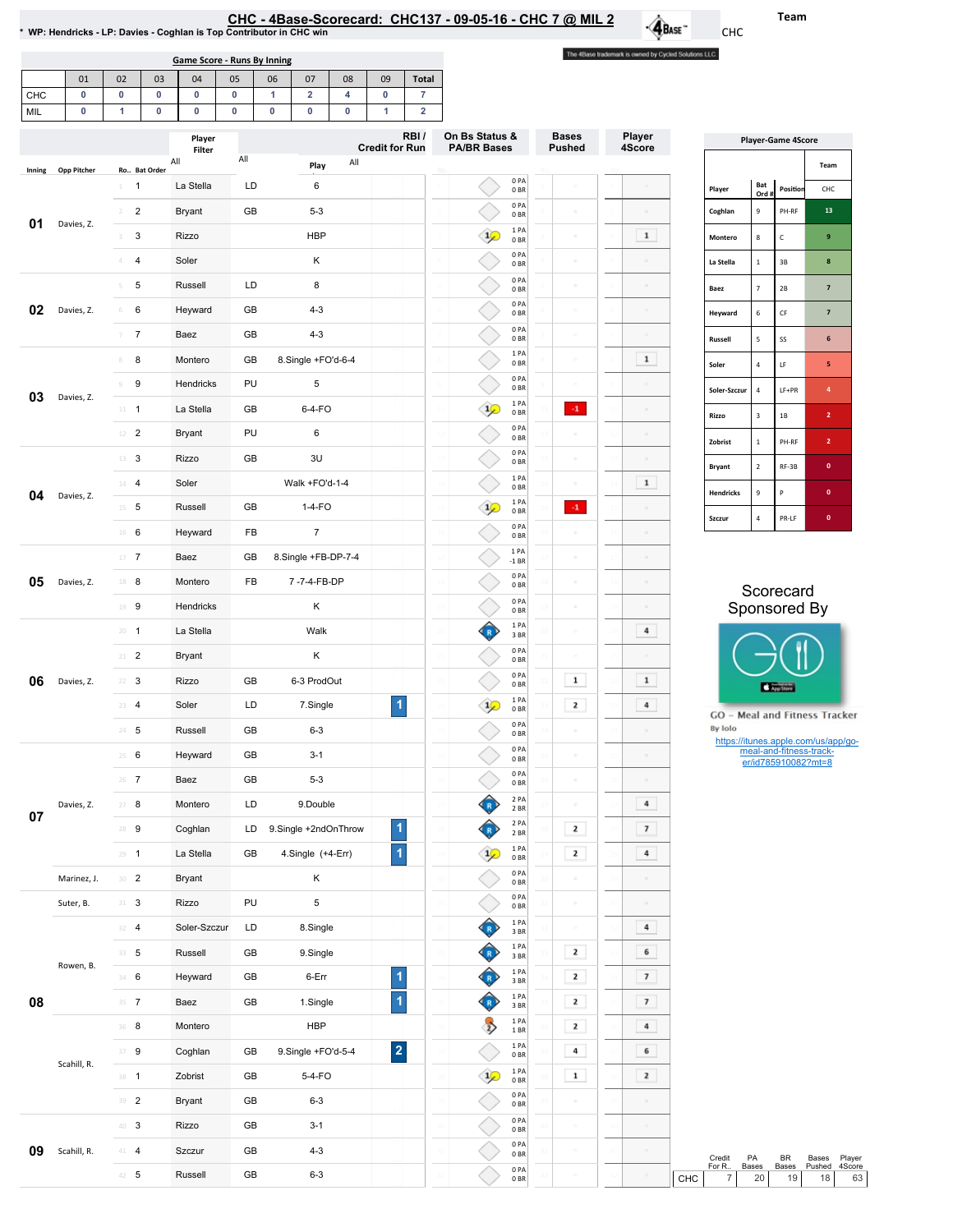# CHC - 4Base-Scorecard: CHC137 - 09-05-16 - CHC 7 @ MIL 2

* WP: Hendricks - LP: Davies - Coghlan is Top Contributor in CHC win

Team: CHC

The 4Base trademark is owned by Cycled Solutions LLC.

## Game Score - Runs By Inning

| | 01 | 02 | 03 | 04 | 05 | 06 | 07 | 08 | 09 | Total |
|---|---|---|---|---|---|---|---|---|---|---|
| CHC | 0 | 0 | 0 | 0 | 0 | 1 | 2 | 4 | 0 | 7 |
| MIL | 0 | 1 | 0 | 0 | 0 | 0 | 0 | 0 | 1 | 2 |

| Inning | Opp Pitcher | Ro.. | Bat Order | Player | | Play | RBI / Credit for Run | On Bs Status & PA/BR Bases | Bases Pushed | Player 4Score |
|---|---|---|---|---|---|---|---|---|---|---|
| 01 | Davies, Z. | 1 | 1 | La Stella | LD | 6 | | 0 PA 0 BR | | |
| | | 2 | 2 | Bryant | GB | 5-3 | | 0 PA 0 BR | | |
| | | 3 | 3 | Rizzo | | HBP | | 1 PA 0 BR | | 1 |
| | | 4 | 4 | Soler | | K | | 0 PA 0 BR | | |
| 02 | Davies, Z. | 5 | 5 | Russell | LD | 8 | | 0 PA 0 BR | | |
| | | 6 | 6 | Heyward | GB | 4-3 | | 0 PA 0 BR | | |
| | | 7 | 7 | Baez | GB | 4-3 | | 0 PA 0 BR | | |
| 03 | Davies, Z. | 8 | 8 | Montero | GB | 8.Single +FO'd-6-4 | | 1 PA 0 BR | | 1 |
| | | 9 | 9 | Hendricks | PU | 5 | | 0 PA 0 BR | | |
| | | 11 | 1 | La Stella | GB | 6-4-FO | | 1 PA 0 BR | -1 | |
| | | 12 | 2 | Bryant | PU | 6 | | 0 PA 0 BR | | |
| 04 | Davies, Z. | 13 | 3 | Rizzo | GB | 3U | | 0 PA 0 BR | | |
| | | 14 | 4 | Soler | | Walk +FO'd-1-4 | | 1 PA 0 BR | | 1 |
| | | 15 | 5 | Russell | GB | 1-4-FO | | 1 PA 0 BR | -1 | |
| | | 16 | 6 | Heyward | FB | 7 | | 0 PA 0 BR | | |
| 05 | Davies, Z. | 17 | 7 | Baez | GB | 8.Single +FB-DP-7-4 | | 1 PA -1 BR | | |
| | | 18 | 8 | Montero | FB | 7 -7-4-FB-DP | | 0 PA 0 BR | | |
| | | 19 | 9 | Hendricks | | K | | 0 PA 0 BR | | |
| 06 | Davies, Z. | 20 | 1 | La Stella | | Walk | | 1 PA 3 BR | | 4 |
| | | 21 | 2 | Bryant | | K | | 0 PA 0 BR | | |
| | | 22 | 3 | Rizzo | GB | 6-3 ProdOut | | 0 PA 0 BR | 1 | 1 |
| | | 23 | 4 | Soler | LD | 7.Single | 1 | 1 PA 0 BR | 2 | 4 |
| | | 24 | 5 | Russell | GB | 6-3 | | 0 PA 0 BR | | |
| 07 | Davies, Z. | 25 | 6 | Heyward | GB | 3-1 | | 0 PA 0 BR | | |
| | | 26 | 7 | Baez | GB | 5-3 | | 0 PA 0 BR | | |
| | | 27 | 8 | Montero | LD | 9.Double | | 2 PA 2 BR | | 4 |
| | | 28 | 9 | Coghlan | LD | 9.Single +2ndOnThrow | 1 | 2 PA 2 BR | 2 | 7 |
| | | 29 | 1 | La Stella | GB | 4.Single (+4-Err) | 1 | 1 PA 0 BR | 2 | 4 |
| | Marinez, J. | 30 | 2 | Bryant | | K | | 0 PA 0 BR | | |
| 08 | Suter, B. | 31 | 3 | Rizzo | PU | 5 | | 0 PA 0 BR | | |
| | Rowen, B. | 32 | 4 | Soler-Szczur | LD | 8.Single | | 1 PA 3 BR | | 4 |
| | | 33 | 5 | Russell | GB | 9.Single | | 1 PA 3 BR | 2 | 6 |
| | | 34 | 6 | Heyward | GB | 6-Err | 1 | 1 PA 3 BR | 2 | 7 |
| | | 35 | 7 | Baez | GB | 1.Single | 1 | 1 PA 3 BR | 2 | 7 |
| | Scahill, R. | 36 | 8 | Montero | | HBP | | 1 PA 1 BR | 2 | 4 |
| | | 37 | 9 | Coghlan | GB | 9.Single +FO'd-5-4 | 2 | 1 PA 0 BR | 4 | 6 |
| | | 38 | 1 | Zobrist | GB | 5-4-FO | | 1 PA 0 BR | 1 | 2 |
| | | 39 | 2 | Bryant | GB | 6-3 | | 0 PA 0 BR | | |
| 09 | Scahill, R. | 40 | 3 | Rizzo | GB | 3-1 | | 0 PA 0 BR | | |
| | | 41 | 4 | Szczur | GB | 4-3 | | 0 PA 0 BR | | |
| | | 42 | 5 | Russell | GB | 6-3 | | 0 PA 0 BR | | |

## Player-Game 4Score

| Player | Bat Ord # | Position | CHC |
|---|---|---|---|
| Coghlan | 9 | PH-RF | 13 |
| Montero | 8 | C | 9 |
| La Stella | 1 | 3B | 8 |
| Baez | 7 | 2B | 7 |
| Heyward | 6 | CF | 7 |
| Russell | 5 | SS | 6 |
| Soler | 4 | LF | 5 |
| Soler-Szczur | 4 | LF+PR | 4 |
| Rizzo | 3 | 1B | 2 |
| Zobrist | 1 | PH-RF | 2 |
| Bryant | 2 | RF-3B | 0 |
| Hendricks | 9 | P | 0 |
| Szczur | 4 | PR-LF | 0 |

Scorecard Sponsored By

GO – Meal and Fitness Tracker
By Iolo
https://itunes.apple.com/us/app/go-meal-and-fitness-track-er/id785910082?mt=8

| | Credit For R.. | PA Bases | BR Bases | Bases Pushed | Player 4Score |
|---|---|---|---|---|---|
| CHC | 7 | 20 | 19 | 18 | 63 |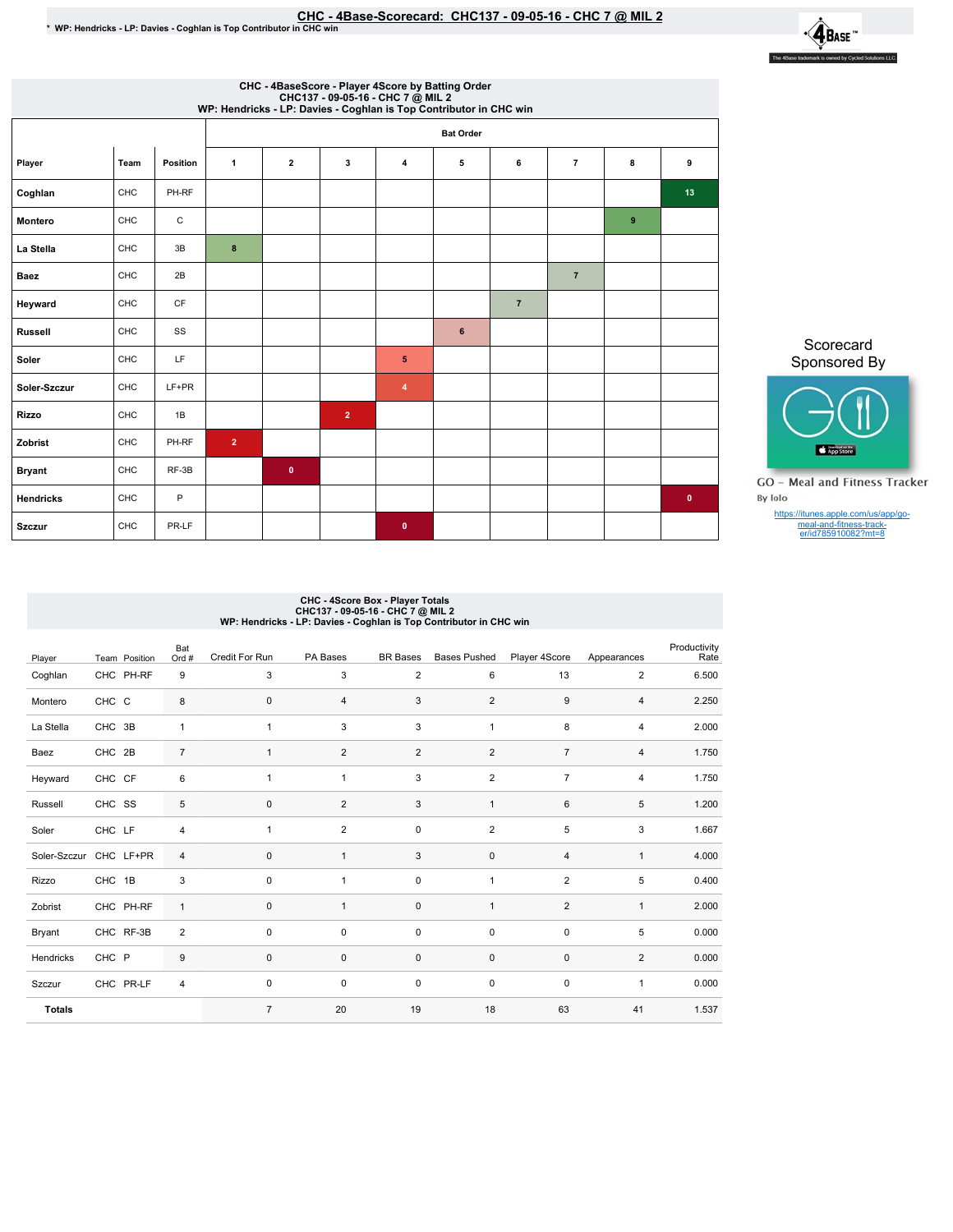# CHC - 4Base-Scorecard: CHC137 - 09-05-16 - CHC 7 @ MIL 2

* WP: Hendricks - LP: Davies - Coghlan is Top Contributor in CHC win

The 4Base trademark is owned by Cycled Solutions LLC

## CHC - 4BaseScore - Player 4Score by Batting Order
CHC137 - 09-05-16 - CHC 7 @ MIL 2
WP: Hendricks - LP: Davies - Coghlan is Top Contributor in CHC win

| Player | Team | Position | Bat Order 1 | 2 | 3 | 4 | 5 | 6 | 7 | 8 | 9 |
|---|---|---|---|---|---|---|---|---|---|---|---|
| Coghlan | CHC | PH-RF | | | | | | | | | 13 |
| Montero | CHC | C | | | | | | | | 9 | |
| La Stella | CHC | 3B | 8 | | | | | | | | |
| Baez | CHC | 2B | | | | | | | 7 | | |
| Heyward | CHC | CF | | | | | | 7 | | | |
| Russell | CHC | SS | | | | | 6 | | | | |
| Soler | CHC | LF | | | | 5 | | | | | |
| Soler-Szczur | CHC | LF+PR | | | | 4 | | | | | |
| Rizzo | CHC | 1B | | | 2 | | | | | | |
| Zobrist | CHC | PH-RF | 2 | | | | | | | | |
| Bryant | CHC | RF-3B | | 0 | | | | | | | |
| Hendricks | CHC | P | | | | | | | | | 0 |
| Szczur | CHC | PR-LF | | | | 0 | | | | | |

Scorecard Sponsored By

GO - Meal and Fitness Tracker
By Iolo

https://itunes.apple.com/us/app/go-meal-and-fitness-track-er/id785910082?mt=8

## CHC - 4Score Box - Player Totals
CHC137 - 09-05-16 - CHC 7 @ MIL 2
WP: Hendricks - LP: Davies - Coghlan is Top Contributor in CHC win

| Player | Team | Position | Bat Ord # | Credit For Run | PA Bases | BR Bases | Bases Pushed | Player 4Score | Appearances | Productivity Rate |
|---|---|---|---|---|---|---|---|---|---|---|
| Coghlan | CHC | PH-RF | 9 | 3 | 3 | 2 | 6 | 13 | 2 | 6.500 |
| Montero | CHC | C | 8 | 0 | 4 | 3 | 2 | 9 | 4 | 2.250 |
| La Stella | CHC | 3B | 1 | 1 | 3 | 3 | 1 | 8 | 4 | 2.000 |
| Baez | CHC | 2B | 7 | 1 | 2 | 2 | 2 | 7 | 4 | 1.750 |
| Heyward | CHC | CF | 6 | 1 | 1 | 3 | 2 | 7 | 4 | 1.750 |
| Russell | CHC | SS | 5 | 0 | 2 | 3 | 1 | 6 | 5 | 1.200 |
| Soler | CHC | LF | 4 | 1 | 2 | 0 | 2 | 5 | 3 | 1.667 |
| Soler-Szczur | CHC | LF+PR | 4 | 0 | 1 | 3 | 0 | 4 | 1 | 4.000 |
| Rizzo | CHC | 1B | 3 | 0 | 1 | 0 | 1 | 2 | 5 | 0.400 |
| Zobrist | CHC | PH-RF | 1 | 0 | 1 | 0 | 1 | 2 | 1 | 2.000 |
| Bryant | CHC | RF-3B | 2 | 0 | 0 | 0 | 0 | 0 | 5 | 0.000 |
| Hendricks | CHC | P | 9 | 0 | 0 | 0 | 0 | 0 | 2 | 0.000 |
| Szczur | CHC | PR-LF | 4 | 0 | 0 | 0 | 0 | 0 | 1 | 0.000 |
| **Totals** | | | | 7 | 20 | 19 | 18 | 63 | 41 | 1.537 |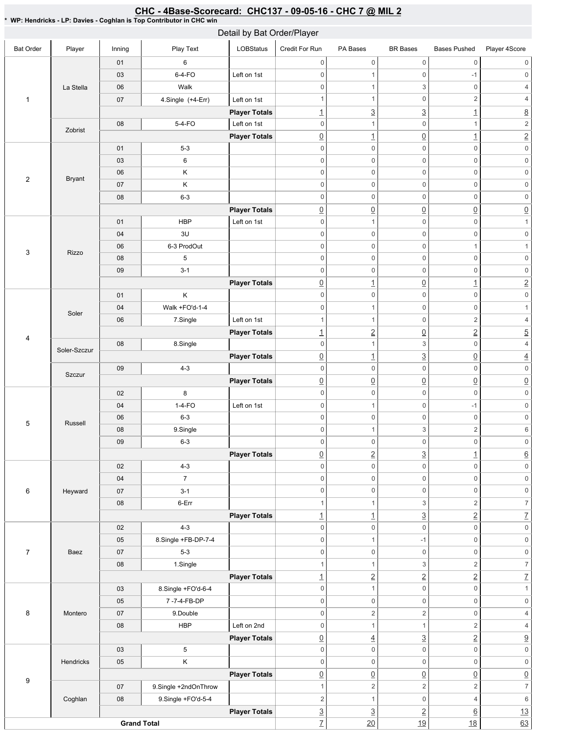# CHC - 4Base-Scorecard: CHC137 - 09-05-16 - CHC 7 @ MIL 2

**\* WP: Hendricks - LP: Davies - Coghlan is Top Contributor in CHC win**

## Detail by Bat Order/Player

| Bat Order | Player | Inning | Play Text | LOBStatus | Credit For Run | PA Bases | BR Bases | Bases Pushed | Player 4Score |
|---|---|---|---|---|---|---|---|---|---|
| 1 | La Stella | 01 | 6 | | 0 | 0 | 0 | 0 | 0 |
| | | 03 | 6-4-FO | Left on 1st | 0 | 1 | 0 | -1 | 0 |
| | | 06 | Walk | | 0 | 1 | 3 | 0 | 4 |
| | | 07 | 4.Single (+4-Err) | Left on 1st | 1 | 1 | 0 | 2 | 4 |
| | | | | **Player Totals** | 1 | 3 | 3 | 1 | 8 |
| | Zobrist | 08 | 5-4-FO | Left on 1st | 0 | 1 | 0 | 1 | 2 |
| | | | | **Player Totals** | 0 | 1 | 0 | 1 | 2 |
| 2 | Bryant | 01 | 5-3 | | 0 | 0 | 0 | 0 | 0 |
| | | 03 | 6 | | 0 | 0 | 0 | 0 | 0 |
| | | 06 | K | | 0 | 0 | 0 | 0 | 0 |
| | | 07 | K | | 0 | 0 | 0 | 0 | 0 |
| | | 08 | 6-3 | | 0 | 0 | 0 | 0 | 0 |
| | | | | **Player Totals** | 0 | 0 | 0 | 0 | 0 |
| 3 | Rizzo | 01 | HBP | Left on 1st | 0 | 1 | 0 | 0 | 1 |
| | | 04 | 3U | | 0 | 0 | 0 | 0 | 0 |
| | | 06 | 6-3 ProdOut | | 0 | 0 | 0 | 1 | 1 |
| | | 08 | 5 | | 0 | 0 | 0 | 0 | 0 |
| | | 09 | 3-1 | | 0 | 0 | 0 | 0 | 0 |
| | | | | **Player Totals** | 0 | 1 | 0 | 1 | 2 |
| 4 | Soler | 01 | K | | 0 | 0 | 0 | 0 | 0 |
| | | 04 | Walk +FO'd-1-4 | | 0 | 1 | 0 | 0 | 1 |
| | | 06 | 7.Single | Left on 1st | 1 | 1 | 0 | 2 | 4 |
| | | | | **Player Totals** | 1 | 2 | 0 | 2 | 5 |
| | Soler-Szczur | 08 | 8.Single | | 0 | 1 | 3 | 0 | 4 |
| | | | | **Player Totals** | 0 | 1 | 3 | 0 | 4 |
| | Szczur | 09 | 4-3 | | 0 | 0 | 0 | 0 | 0 |
| | | | | **Player Totals** | 0 | 0 | 0 | 0 | 0 |
| 5 | Russell | 02 | 8 | | 0 | 0 | 0 | 0 | 0 |
| | | 04 | 1-4-FO | Left on 1st | 0 | 1 | 0 | -1 | 0 |
| | | 06 | 6-3 | | 0 | 0 | 0 | 0 | 0 |
| | | 08 | 9.Single | | 0 | 1 | 3 | 2 | 6 |
| | | 09 | 6-3 | | 0 | 0 | 0 | 0 | 0 |
| | | | | **Player Totals** | 0 | 2 | 3 | 1 | 6 |
| 6 | Heyward | 02 | 4-3 | | 0 | 0 | 0 | 0 | 0 |
| | | 04 | 7 | | 0 | 0 | 0 | 0 | 0 |
| | | 07 | 3-1 | | 0 | 0 | 0 | 0 | 0 |
| | | 08 | 6-Err | | 1 | 1 | 3 | 2 | 7 |
| | | | | **Player Totals** | 1 | 1 | 3 | 2 | 7 |
| 7 | Baez | 02 | 4-3 | | 0 | 0 | 0 | 0 | 0 |
| | | 05 | 8.Single +FB-DP-7-4 | | 0 | 1 | -1 | 0 | 0 |
| | | 07 | 5-3 | | 0 | 0 | 0 | 0 | 0 |
| | | 08 | 1.Single | | 1 | 1 | 3 | 2 | 7 |
| | | | | **Player Totals** | 1 | 2 | 2 | 2 | 7 |
| 8 | Montero | 03 | 8.Single +FO'd-6-4 | | 0 | 1 | 0 | 0 | 1 |
| | | 05 | 7 -7-4-FB-DP | | 0 | 0 | 0 | 0 | 0 |
| | | 07 | 9.Double | | 0 | 2 | 2 | 0 | 4 |
| | | 08 | HBP | Left on 2nd | 0 | 1 | 1 | 2 | 4 |
| | | | | **Player Totals** | 0 | 4 | 3 | 2 | 9 |
| 9 | Hendricks | 03 | 5 | | 0 | 0 | 0 | 0 | 0 |
| | | 05 | K | | 0 | 0 | 0 | 0 | 0 |
| | | | | **Player Totals** | 0 | 0 | 0 | 0 | 0 |
| | Coghlan | 07 | 9.Single +2ndOnThrow | | 1 | 2 | 2 | 2 | 7 |
| | | 08 | 9.Single +FO'd-5-4 | | 2 | 1 | 0 | 4 | 6 |
| | | | | **Player Totals** | 3 | 3 | 2 | 6 | 13 |
| **Grand Total** | | | | | 7 | 20 | 19 | 18 | 63 |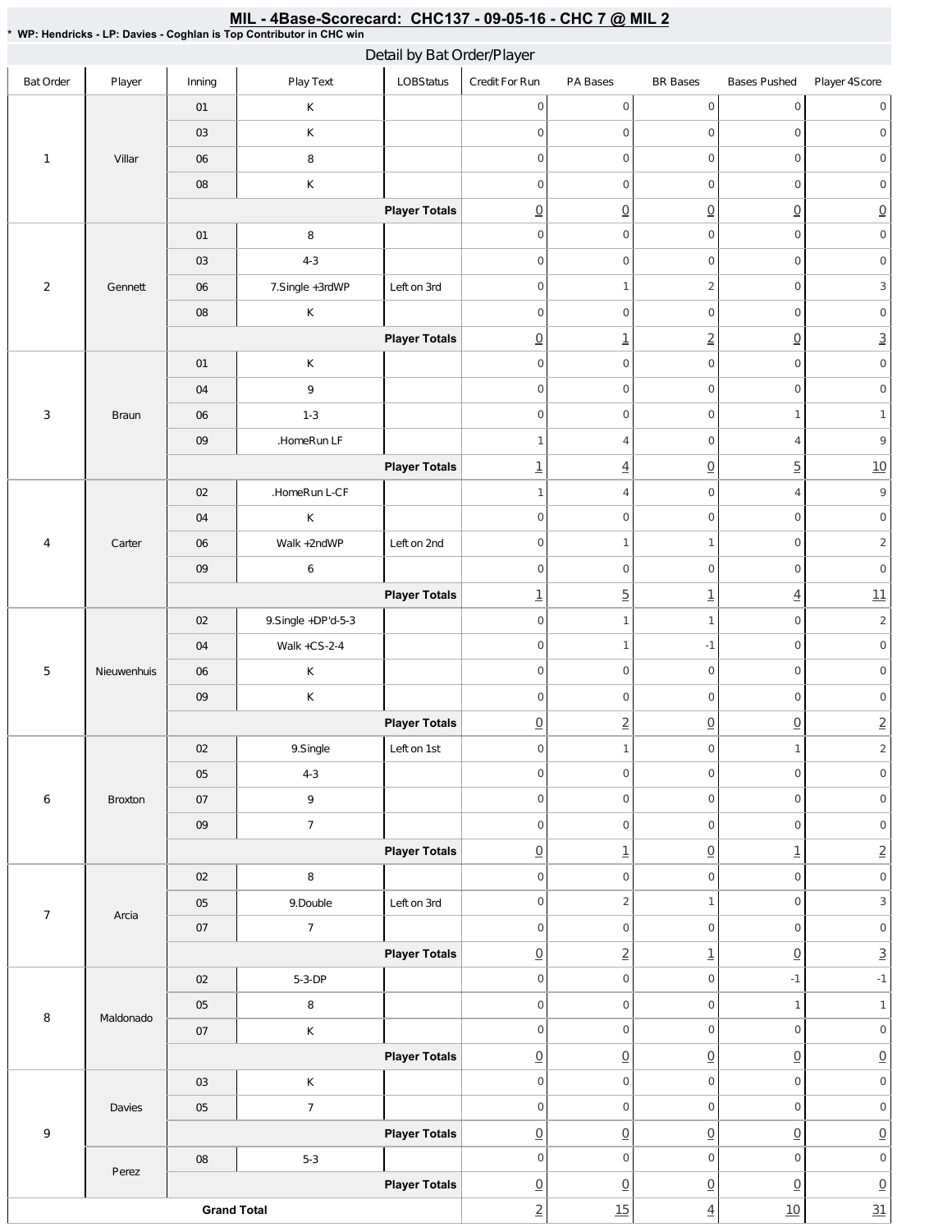## MIL - 4Base-Scorecard: CHC137 - 09-05-16 - CHC 7 @ MIL 2

**\* WP: Hendricks - LP: Davies - Coghlan is Top Contributor in CHC win**

### Detail by Bat Order/Player

| Bat Order | Player | Inning | Play Text | LOBStatus | Credit For Run | PA Bases | BR Bases | Bases Pushed | Player 4Score |
|---|---|---|---|---|---|---|---|---|---|
| 1 | Villar | 01 | K | | 0 | 0 | 0 | 0 | 0 |
| | | 03 | K | | 0 | 0 | 0 | 0 | 0 |
| | | 06 | 8 | | 0 | 0 | 0 | 0 | 0 |
| | | 08 | K | | 0 | 0 | 0 | 0 | 0 |
| | | | | **Player Totals** | 0 | 0 | 0 | 0 | 0 |
| 2 | Gennett | 01 | 8 | | 0 | 0 | 0 | 0 | 0 |
| | | 03 | 4-3 | | 0 | 0 | 0 | 0 | 0 |
| | | 06 | 7.Single +3rdWP | Left on 3rd | 0 | 1 | 2 | 0 | 3 |
| | | 08 | K | | 0 | 0 | 0 | 0 | 0 |
| | | | | **Player Totals** | 0 | 1 | 2 | 0 | 3 |
| 3 | Braun | 01 | K | | 0 | 0 | 0 | 0 | 0 |
| | | 04 | 9 | | 0 | 0 | 0 | 0 | 0 |
| | | 06 | 1-3 | | 0 | 0 | 0 | 1 | 1 |
| | | 09 | .HomeRun LF | | 1 | 4 | 0 | 4 | 9 |
| | | | | **Player Totals** | 1 | 4 | 0 | 5 | 10 |
| 4 | Carter | 02 | .HomeRun L-CF | | 1 | 4 | 0 | 4 | 9 |
| | | 04 | K | | 0 | 0 | 0 | 0 | 0 |
| | | 06 | Walk +2ndWP | Left on 2nd | 0 | 1 | 1 | 0 | 2 |
| | | 09 | 6 | | 0 | 0 | 0 | 0 | 0 |
| | | | | **Player Totals** | 1 | 5 | 1 | 4 | 11 |
| 5 | Nieuwenhuis | 02 | 9.Single +DP'd-5-3 | | 0 | 1 | 1 | 0 | 2 |
| | | 04 | Walk +CS-2-4 | | 0 | 1 | -1 | 0 | 0 |
| | | 06 | K | | 0 | 0 | 0 | 0 | 0 |
| | | 09 | K | | 0 | 0 | 0 | 0 | 0 |
| | | | | **Player Totals** | 0 | 2 | 0 | 0 | 2 |
| 6 | Broxton | 02 | 9.Single | Left on 1st | 0 | 1 | 0 | 1 | 2 |
| | | 05 | 4-3 | | 0 | 0 | 0 | 0 | 0 |
| | | 07 | 9 | | 0 | 0 | 0 | 0 | 0 |
| | | 09 | 7 | | 0 | 0 | 0 | 0 | 0 |
| | | | | **Player Totals** | 0 | 1 | 0 | 1 | 2 |
| 7 | Arcia | 02 | 8 | | 0 | 0 | 0 | 0 | 0 |
| | | 05 | 9.Double | Left on 3rd | 0 | 2 | 1 | 0 | 3 |
| | | 07 | 7 | | 0 | 0 | 0 | 0 | 0 |
| | | | | **Player Totals** | 0 | 2 | 1 | 0 | 3 |
| 8 | Maldonado | 02 | 5-3-DP | | 0 | 0 | 0 | -1 | -1 |
| | | 05 | 8 | | 0 | 0 | 0 | 1 | 1 |
| | | 07 | K | | 0 | 0 | 0 | 0 | 0 |
| | | | | **Player Totals** | 0 | 0 | 0 | 0 | 0 |
| 9 | Davies | 03 | K | | 0 | 0 | 0 | 0 | 0 |
| | | 05 | 7 | | 0 | 0 | 0 | 0 | 0 |
| | | | | **Player Totals** | 0 | 0 | 0 | 0 | 0 |
| | Perez | 08 | 5-3 | | 0 | 0 | 0 | 0 | 0 |
| | | | | **Player Totals** | 0 | 0 | 0 | 0 | 0 |
| **Grand Total** | | | | | 2 | 15 | 4 | 10 | 31 |